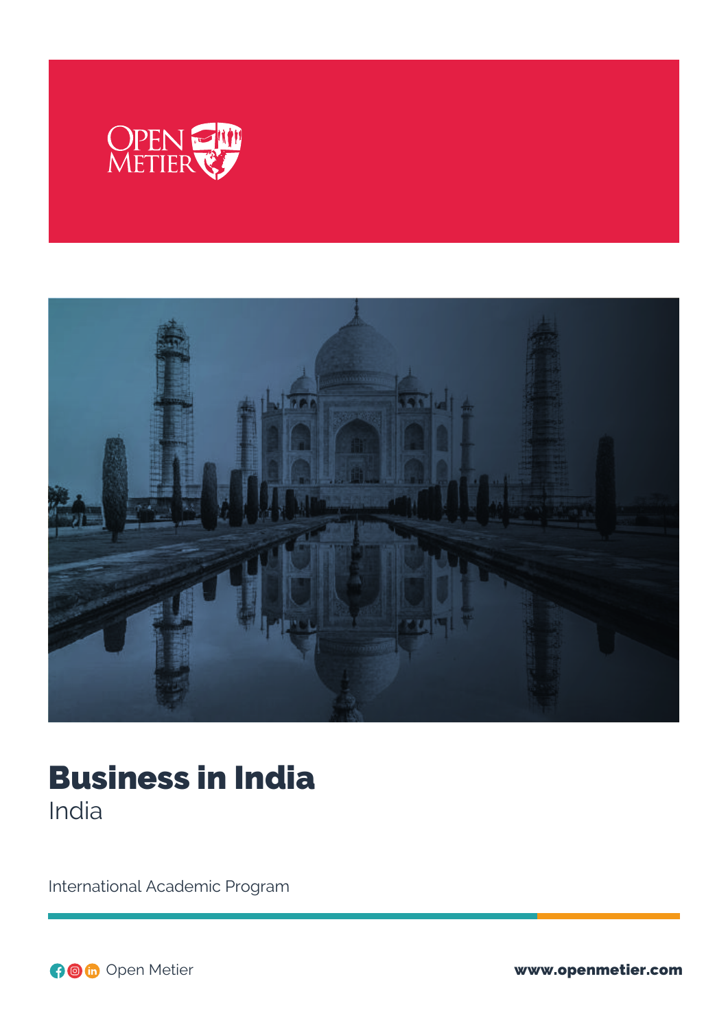# Business in India

India

International Academic Program

Open Metier

www.openmetier.com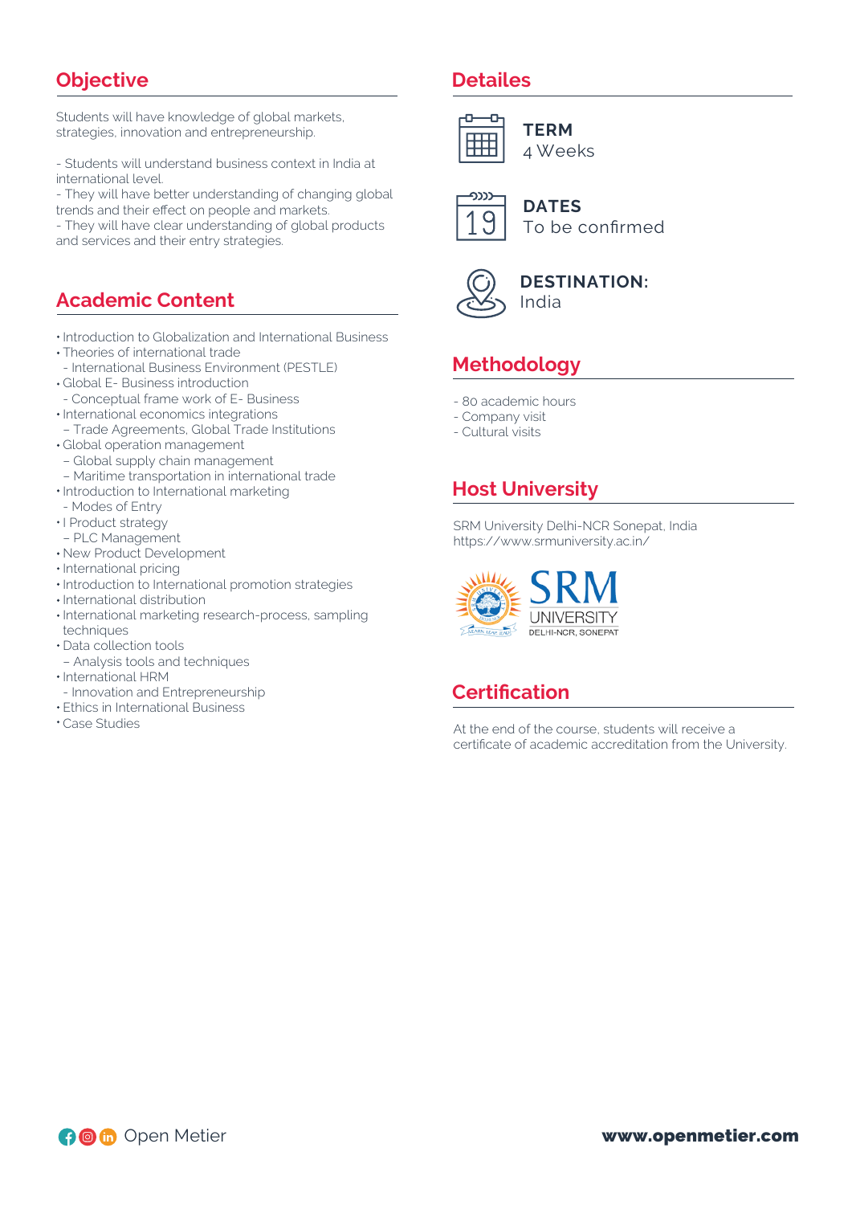## Objective

Students will have knowledge of global markets, strategies, innovation and entrepreneurship.

- Students will understand business context in India at international level.
- They will have better understanding of changing global trends and their effect on people and markets.
- They will have clear understanding of global products and services and their entry strategies.

## Academic Content

- Introduction to Globalization and International Business
- Theories of international trade
  - International Business Environment (PESTLE)
- Global E- Business introduction
  - Conceptual frame work of E- Business
- International economics integrations
  - Trade Agreements, Global Trade Institutions
- Global operation management
  - Global supply chain management
  - Maritime transportation in international trade
- Introduction to International marketing
  - Modes of Entry
- I Product strategy
  - PLC Management
- New Product Development
- International pricing
- Introduction to International promotion strategies
- International distribution
- International marketing research-process, sampling techniques
- Data collection tools
  - Analysis tools and techniques
- International HRM
  - Innovation and Entrepreneurship
- Ethics in International Business
- Case Studies

## Detailes

**TERM**
4 Weeks

**DATES**
To be confirmed

**DESTINATION:**
India

## Methodology

- 80 academic hours
- Company visit
- Cultural visits

## Host University

SRM University Delhi-NCR Sonepat, India
https://www.srmuniversity.ac.in/

## Certification

At the end of the course, students will receive a certificate of academic accreditation from the University.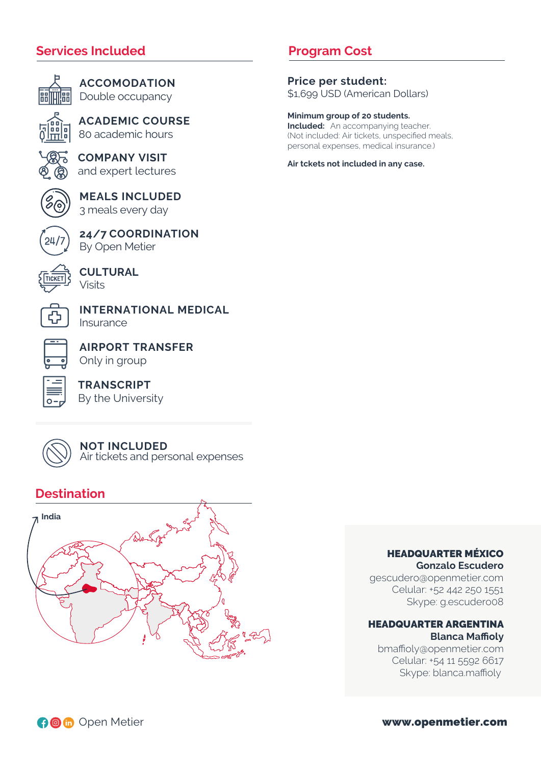## Services Included

**ACCOMODATION**
Double occupancy

**ACADEMIC COURSE**
80 academic hours

**COMPANY VISIT**
and expert lectures

**MEALS INCLUDED**
3 meals every day

**24/7 COORDINATION**
By Open Metier

**CULTURAL**
Visits

**INTERNATIONAL MEDICAL**
Insurance

**AIRPORT TRANSFER**
Only in group

**TRANSCRIPT**
By the University

**NOT INCLUDED**
Air tickets and personal expenses

## Program Cost

**Price per student:**
$1,699 USD (American Dollars)

**Minimum group of 20 students.**
**Included:** An accompanying teacher.
(Not included: Air tickets, unspecified meals, personal expenses, medical insurance.)

**Air tckets not included in any case.**

## Destination

India

**HEADQUARTER MÉXICO**
**Gonzalo Escudero**
gescudero@openmetier.com
Celular: +52 442 250 1551
Skype: g.escudero08

**HEADQUARTER ARGENTINA**
**Blanca Maffioly**
bmaffioly@openmetier.com
Celular: +54 11 5592 6617
Skype: blanca.maffioly

Open Metier

**www.openmetier.com**